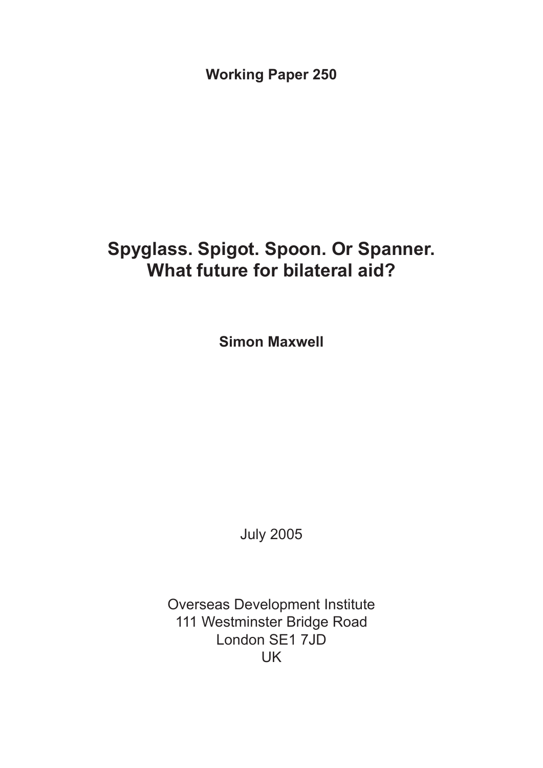**Working Paper 250**

# Spyglass. Spigot. Spoon. Or Spanner.
# What future for bilateral aid?

**Simon Maxwell**

July 2005

Overseas Development Institute
111 Westminster Bridge Road
London SE1 7JD
UK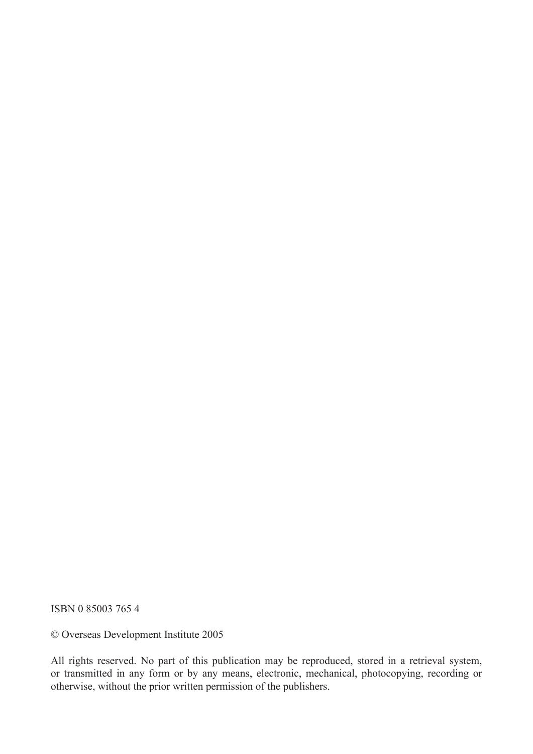ISBN 0 85003 765 4

© Overseas Development Institute 2005

All rights reserved. No part of this publication may be reproduced, stored in a retrieval system, or transmitted in any form or by any means, electronic, mechanical, photocopying, recording or otherwise, without the prior written permission of the publishers.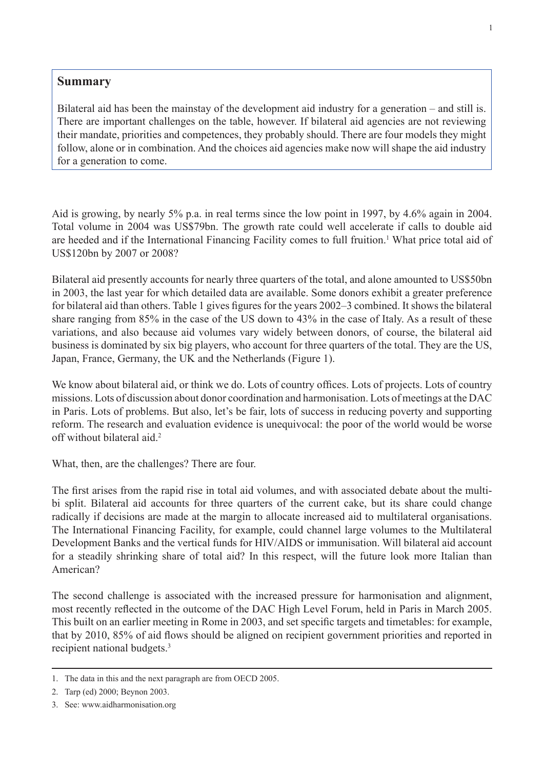## Summary

Bilateral aid has been the mainstay of the development aid industry for a generation – and still is. There are important challenges on the table, however. If bilateral aid agencies are not reviewing their mandate, priorities and competences, they probably should. There are four models they might follow, alone or in combination. And the choices aid agencies make now will shape the aid industry for a generation to come.

Aid is growing, by nearly 5% p.a. in real terms since the low point in 1997, by 4.6% again in 2004. Total volume in 2004 was US$79bn. The growth rate could well accelerate if calls to double aid are heeded and if the International Financing Facility comes to full fruition.[1] What price total aid of US$120bn by 2007 or 2008?

Bilateral aid presently accounts for nearly three quarters of the total, and alone amounted to US$50bn in 2003, the last year for which detailed data are available. Some donors exhibit a greater preference for bilateral aid than others. Table 1 gives figures for the years 2002–3 combined. It shows the bilateral share ranging from 85% in the case of the US down to 43% in the case of Italy. As a result of these variations, and also because aid volumes vary widely between donors, of course, the bilateral aid business is dominated by six big players, who account for three quarters of the total. They are the US, Japan, France, Germany, the UK and the Netherlands (Figure 1).

We know about bilateral aid, or think we do. Lots of country offices. Lots of projects. Lots of country missions. Lots of discussion about donor coordination and harmonisation. Lots of meetings at the DAC in Paris. Lots of problems. But also, let's be fair, lots of success in reducing poverty and supporting reform. The research and evaluation evidence is unequivocal: the poor of the world would be worse off without bilateral aid.[2]

What, then, are the challenges? There are four.

The first arises from the rapid rise in total aid volumes, and with associated debate about the multi-bi split. Bilateral aid accounts for three quarters of the current cake, but its share could change radically if decisions are made at the margin to allocate increased aid to multilateral organisations. The International Financing Facility, for example, could channel large volumes to the Multilateral Development Banks and the vertical funds for HIV/AIDS or immunisation. Will bilateral aid account for a steadily shrinking share of total aid? In this respect, will the future look more Italian than American?

The second challenge is associated with the increased pressure for harmonisation and alignment, most recently reflected in the outcome of the DAC High Level Forum, held in Paris in March 2005. This built on an earlier meeting in Rome in 2003, and set specific targets and timetables: for example, that by 2010, 85% of aid flows should be aligned on recipient government priorities and reported in recipient national budgets.[3]

1. The data in this and the next paragraph are from OECD 2005.
2. Tarp (ed) 2000; Beynon 2003.
3. See: www.aidharmonisation.org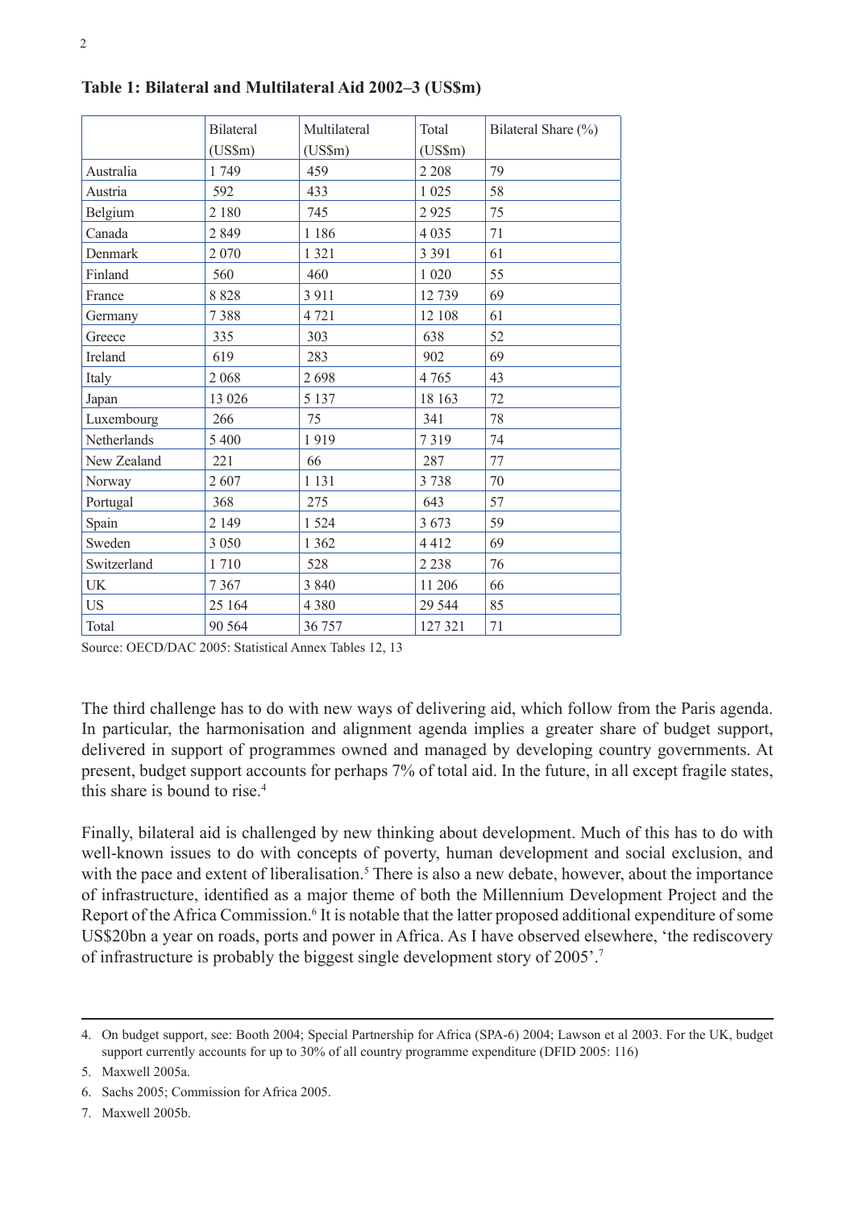**Table 1: Bilateral and Multilateral Aid 2002–3 (US$m)**

| | Bilateral (US$m) | Multilateral (US$m) | Total (US$m) | Bilateral Share (%) |
|---|---|---|---|---|
| Australia | 1 749 | 459 | 2 208 | 79 |
| Austria | 592 | 433 | 1 025 | 58 |
| Belgium | 2 180 | 745 | 2 925 | 75 |
| Canada | 2 849 | 1 186 | 4 035 | 71 |
| Denmark | 2 070 | 1 321 | 3 391 | 61 |
| Finland | 560 | 460 | 1 020 | 55 |
| France | 8 828 | 3 911 | 12 739 | 69 |
| Germany | 7 388 | 4 721 | 12 108 | 61 |
| Greece | 335 | 303 | 638 | 52 |
| Ireland | 619 | 283 | 902 | 69 |
| Italy | 2 068 | 2 698 | 4 765 | 43 |
| Japan | 13 026 | 5 137 | 18 163 | 72 |
| Luxembourg | 266 | 75 | 341 | 78 |
| Netherlands | 5 400 | 1 919 | 7 319 | 74 |
| New Zealand | 221 | 66 | 287 | 77 |
| Norway | 2 607 | 1 131 | 3 738 | 70 |
| Portugal | 368 | 275 | 643 | 57 |
| Spain | 2 149 | 1 524 | 3 673 | 59 |
| Sweden | 3 050 | 1 362 | 4 412 | 69 |
| Switzerland | 1 710 | 528 | 2 238 | 76 |
| UK | 7 367 | 3 840 | 11 206 | 66 |
| US | 25 164 | 4 380 | 29 544 | 85 |
| Total | 90 564 | 36 757 | 127 321 | 71 |

Source: OECD/DAC 2005: Statistical Annex Tables 12, 13

The third challenge has to do with new ways of delivering aid, which follow from the Paris agenda. In particular, the harmonisation and alignment agenda implies a greater share of budget support, delivered in support of programmes owned and managed by developing country governments. At present, budget support accounts for perhaps 7% of total aid. In the future, in all except fragile states, this share is bound to rise.[4]

Finally, bilateral aid is challenged by new thinking about development. Much of this has to do with well-known issues to do with concepts of poverty, human development and social exclusion, and with the pace and extent of liberalisation.[5] There is also a new debate, however, about the importance of infrastructure, identified as a major theme of both the Millennium Development Project and the Report of the Africa Commission.[6] It is notable that the latter proposed additional expenditure of some US$20bn a year on roads, ports and power in Africa. As I have observed elsewhere, 'the rediscovery of infrastructure is probably the biggest single development story of 2005'.[7]

---

4. On budget support, see: Booth 2004; Special Partnership for Africa (SPA-6) 2004; Lawson et al 2003. For the UK, budget support currently accounts for up to 30% of all country programme expenditure (DFID 2005: 116)
5. Maxwell 2005a.
6. Sachs 2005; Commission for Africa 2005.
7. Maxwell 2005b.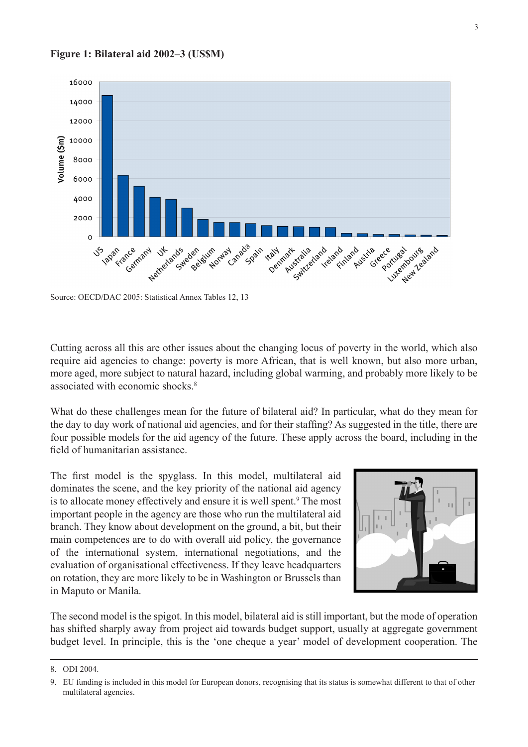**Figure 1: Bilateral aid 2002–3 (US$M)**

Source: OECD/DAC 2005: Statistical Annex Tables 12, 13

Cutting across all this are other issues about the changing locus of poverty in the world, which also require aid agencies to change: poverty is more African, that is well known, but also more urban, more aged, more subject to natural hazard, including global warming, and probably more likely to be associated with economic shocks.[8]

What do these challenges mean for the future of bilateral aid? In particular, what do they mean for the day to day work of national aid agencies, and for their staffing? As suggested in the title, there are four possible models for the aid agency of the future. These apply across the board, including in the field of humanitarian assistance.

The first model is the spyglass. In this model, multilateral aid dominates the scene, and the key priority of the national aid agency is to allocate money effectively and ensure it is well spent.[9] The most important people in the agency are those who run the multilateral aid branch. They know about development on the ground, a bit, but their main competences are to do with overall aid policy, the governance of the international system, international negotiations, and the evaluation of organisational effectiveness. If they leave headquarters on rotation, they are more likely to be in Washington or Brussels than in Maputo or Manila.

The second model is the spigot. In this model, bilateral aid is still important, but the mode of operation has shifted sharply away from project aid towards budget support, usually at aggregate government budget level. In principle, this is the 'one cheque a year' model of development cooperation. The

8. ODI 2004.

9. EU funding is included in this model for European donors, recognising that its status is somewhat different to that of other multilateral agencies.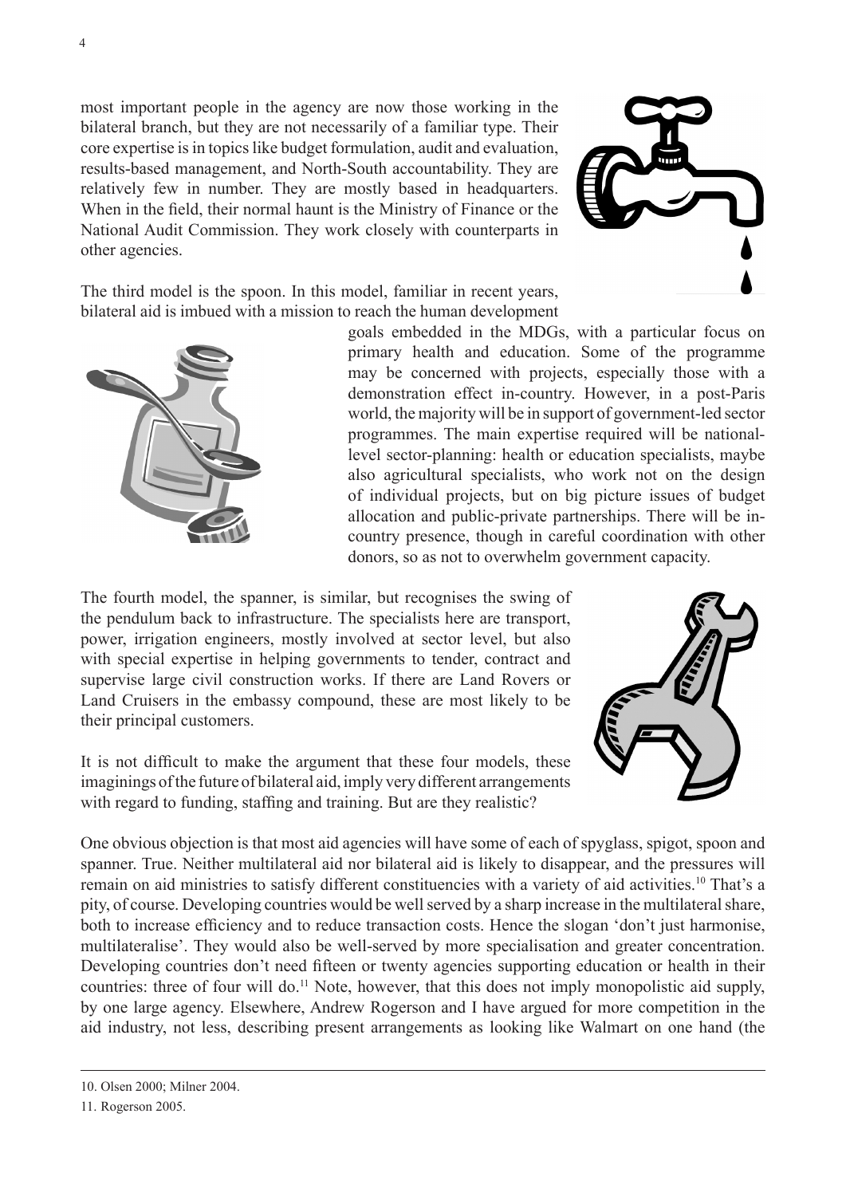most important people in the agency are now those working in the bilateral branch, but they are not necessarily of a familiar type. Their core expertise is in topics like budget formulation, audit and evaluation, results-based management, and North-South accountability. They are relatively few in number. They are mostly based in headquarters. When in the field, their normal haunt is the Ministry of Finance or the National Audit Commission. They work closely with counterparts in other agencies.

The third model is the spoon. In this model, familiar in recent years, bilateral aid is imbued with a mission to reach the human development goals embedded in the MDGs, with a particular focus on primary health and education. Some of the programme may be concerned with projects, especially those with a demonstration effect in-country. However, in a post-Paris world, the majority will be in support of government-led sector programmes. The main expertise required will be national-level sector-planning: health or education specialists, maybe also agricultural specialists, who work not on the design of individual projects, but on big picture issues of budget allocation and public-private partnerships. There will be in-country presence, though in careful coordination with other donors, so as not to overwhelm government capacity.

The fourth model, the spanner, is similar, but recognises the swing of the pendulum back to infrastructure. The specialists here are transport, power, irrigation engineers, mostly involved at sector level, but also with special expertise in helping governments to tender, contract and supervise large civil construction works. If there are Land Rovers or Land Cruisers in the embassy compound, these are most likely to be their principal customers.

It is not difficult to make the argument that these four models, these imaginings of the future of bilateral aid, imply very different arrangements with regard to funding, staffing and training. But are they realistic?

One obvious objection is that most aid agencies will have some of each of spyglass, spigot, spoon and spanner. True. Neither multilateral aid nor bilateral aid is likely to disappear, and the pressures will remain on aid ministries to satisfy different constituencies with a variety of aid activities.[10] That's a pity, of course. Developing countries would be well served by a sharp increase in the multilateral share, both to increase efficiency and to reduce transaction costs. Hence the slogan 'don't just harmonise, multilateralise'. They would also be well-served by more specialisation and greater concentration. Developing countries don't need fifteen or twenty agencies supporting education or health in their countries: three of four will do.[11] Note, however, that this does not imply monopolistic aid supply, by one large agency. Elsewhere, Andrew Rogerson and I have argued for more competition in the aid industry, not less, describing present arrangements as looking like Walmart on one hand (the

---

10. Olsen 2000; Milner 2004.

11. Rogerson 2005.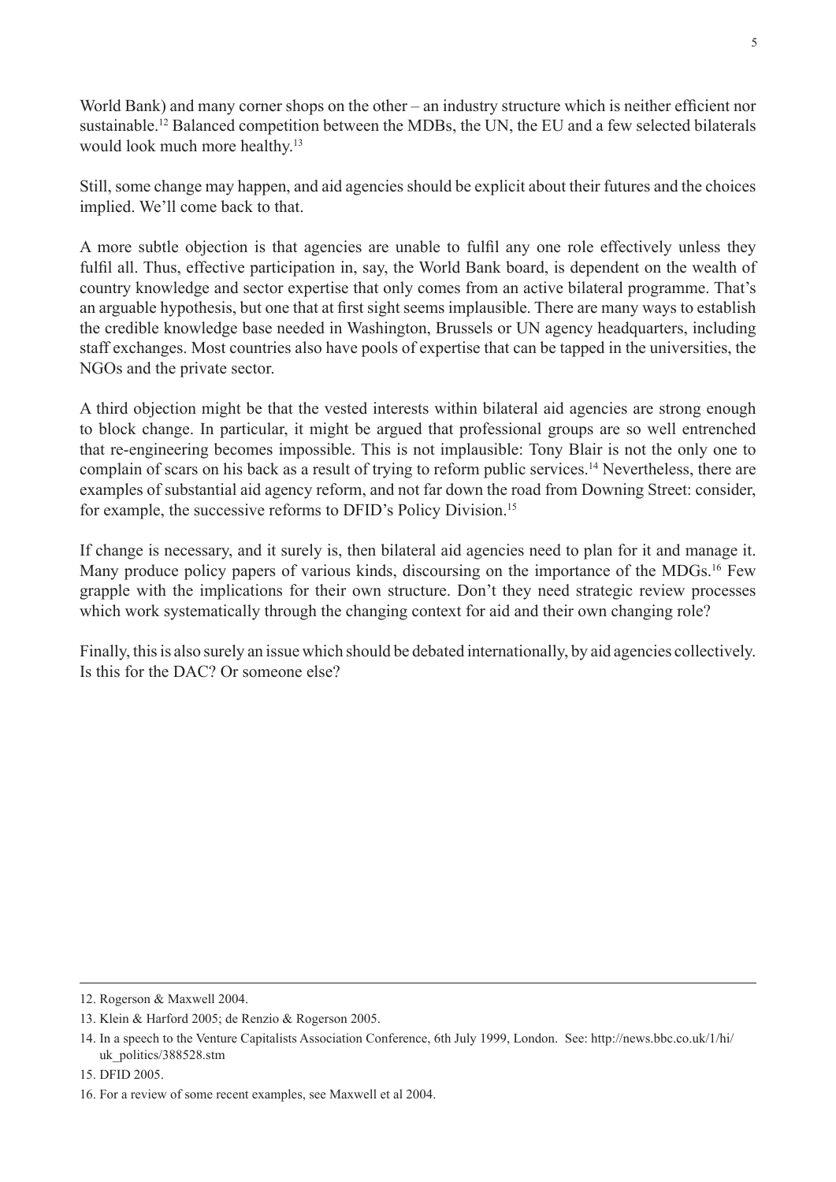World Bank) and many corner shops on the other – an industry structure which is neither efficient nor sustainable.[12] Balanced competition between the MDBs, the UN, the EU and a few selected bilaterals would look much more healthy.[13]

Still, some change may happen, and aid agencies should be explicit about their futures and the choices implied. We'll come back to that.

A more subtle objection is that agencies are unable to fulfil any one role effectively unless they fulfil all. Thus, effective participation in, say, the World Bank board, is dependent on the wealth of country knowledge and sector expertise that only comes from an active bilateral programme. That's an arguable hypothesis, but one that at first sight seems implausible. There are many ways to establish the credible knowledge base needed in Washington, Brussels or UN agency headquarters, including staff exchanges. Most countries also have pools of expertise that can be tapped in the universities, the NGOs and the private sector.

A third objection might be that the vested interests within bilateral aid agencies are strong enough to block change. In particular, it might be argued that professional groups are so well entrenched that re-engineering becomes impossible. This is not implausible: Tony Blair is not the only one to complain of scars on his back as a result of trying to reform public services.[14] Nevertheless, there are examples of substantial aid agency reform, and not far down the road from Downing Street: consider, for example, the successive reforms to DFID's Policy Division.[15]

If change is necessary, and it surely is, then bilateral aid agencies need to plan for it and manage it. Many produce policy papers of various kinds, discoursing on the importance of the MDGs.[16] Few grapple with the implications for their own structure. Don't they need strategic review processes which work systematically through the changing context for aid and their own changing role?

Finally, this is also surely an issue which should be debated internationally, by aid agencies collectively. Is this for the DAC? Or someone else?

---

12. Rogerson & Maxwell 2004.

13. Klein & Harford 2005; de Renzio & Rogerson 2005.

14. In a speech to the Venture Capitalists Association Conference, 6th July 1999, London. See: http://news.bbc.co.uk/1/hi/uk_politics/388528.stm

15. DFID 2005.

16. For a review of some recent examples, see Maxwell et al 2004.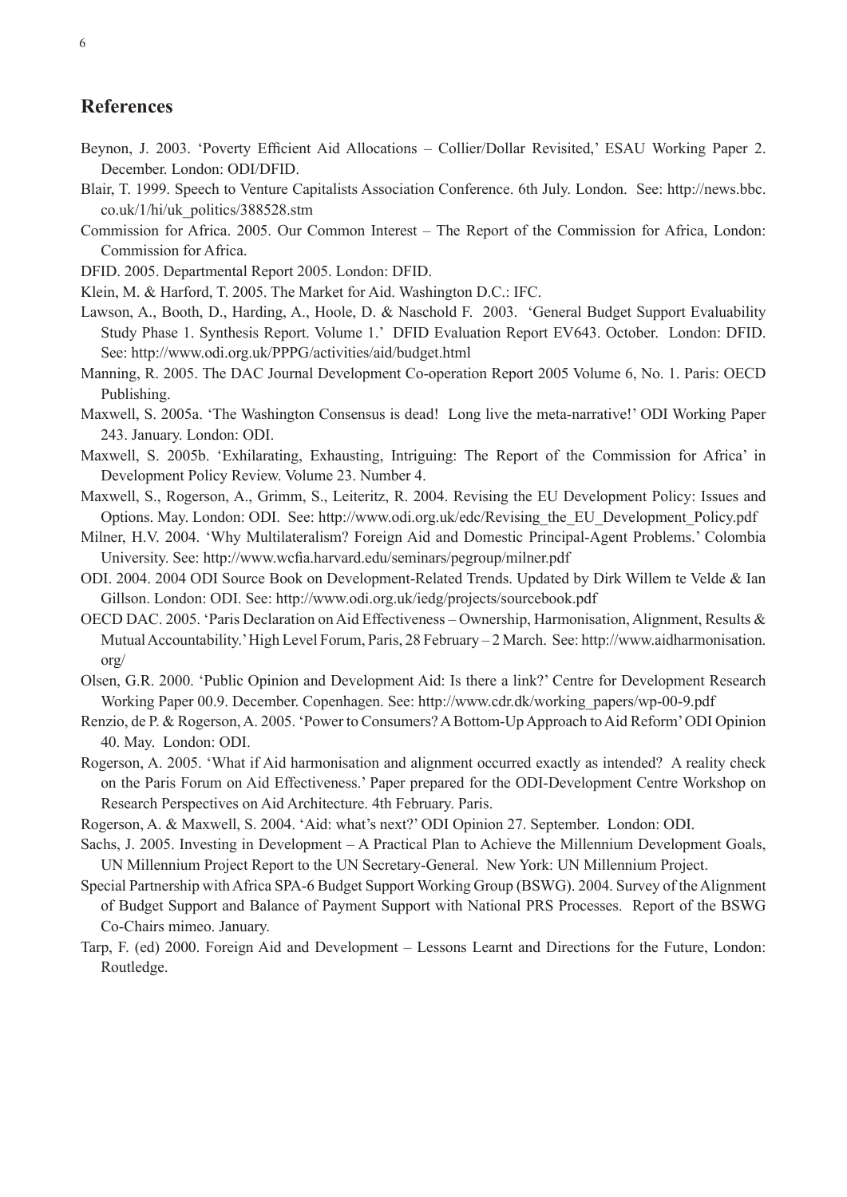## References

Beynon, J. 2003. 'Poverty Efficient Aid Allocations – Collier/Dollar Revisited,' ESAU Working Paper 2. December. London: ODI/DFID.

Blair, T. 1999. Speech to Venture Capitalists Association Conference. 6th July. London. See: http://news.bbc.co.uk/1/hi/uk_politics/388528.stm

Commission for Africa. 2005. Our Common Interest – The Report of the Commission for Africa, London: Commission for Africa.

DFID. 2005. Departmental Report 2005. London: DFID.

Klein, M. & Harford, T. 2005. The Market for Aid. Washington D.C.: IFC.

Lawson, A., Booth, D., Harding, A., Hoole, D. & Naschold F. 2003. 'General Budget Support Evaluability Study Phase 1. Synthesis Report. Volume 1.' DFID Evaluation Report EV643. October. London: DFID. See: http://www.odi.org.uk/PPPG/activities/aid/budget.html

Manning, R. 2005. The DAC Journal Development Co-operation Report 2005 Volume 6, No. 1. Paris: OECD Publishing.

Maxwell, S. 2005a. 'The Washington Consensus is dead! Long live the meta-narrative!' ODI Working Paper 243. January. London: ODI.

Maxwell, S. 2005b. 'Exhilarating, Exhausting, Intriguing: The Report of the Commission for Africa' in Development Policy Review. Volume 23. Number 4.

Maxwell, S., Rogerson, A., Grimm, S., Leiteritz, R. 2004. Revising the EU Development Policy: Issues and Options. May. London: ODI. See: http://www.odi.org.uk/edc/Revising_the_EU_Development_Policy.pdf

Milner, H.V. 2004. 'Why Multilateralism? Foreign Aid and Domestic Principal-Agent Problems.' Colombia University. See: http://www.wcfia.harvard.edu/seminars/pegroup/milner.pdf

ODI. 2004. 2004 ODI Source Book on Development-Related Trends. Updated by Dirk Willem te Velde & Ian Gillson. London: ODI. See: http://www.odi.org.uk/iedg/projects/sourcebook.pdf

OECD DAC. 2005. 'Paris Declaration on Aid Effectiveness – Ownership, Harmonisation, Alignment, Results & Mutual Accountability.' High Level Forum, Paris, 28 February – 2 March. See: http://www.aidharmonisation.org/

Olsen, G.R. 2000. 'Public Opinion and Development Aid: Is there a link?' Centre for Development Research Working Paper 00.9. December. Copenhagen. See: http://www.cdr.dk/working_papers/wp-00-9.pdf

Renzio, de P. & Rogerson, A. 2005. 'Power to Consumers? A Bottom-Up Approach to Aid Reform' ODI Opinion 40. May. London: ODI.

Rogerson, A. 2005. 'What if Aid harmonisation and alignment occurred exactly as intended? A reality check on the Paris Forum on Aid Effectiveness.' Paper prepared for the ODI-Development Centre Workshop on Research Perspectives on Aid Architecture. 4th February. Paris.

Rogerson, A. & Maxwell, S. 2004. 'Aid: what's next?' ODI Opinion 27. September. London: ODI.

Sachs, J. 2005. Investing in Development – A Practical Plan to Achieve the Millennium Development Goals, UN Millennium Project Report to the UN Secretary-General. New York: UN Millennium Project.

Special Partnership with Africa SPA-6 Budget Support Working Group (BSWG). 2004. Survey of the Alignment of Budget Support and Balance of Payment Support with National PRS Processes. Report of the BSWG Co-Chairs mimeo. January.

Tarp, F. (ed) 2000. Foreign Aid and Development – Lessons Learnt and Directions for the Future, London: Routledge.